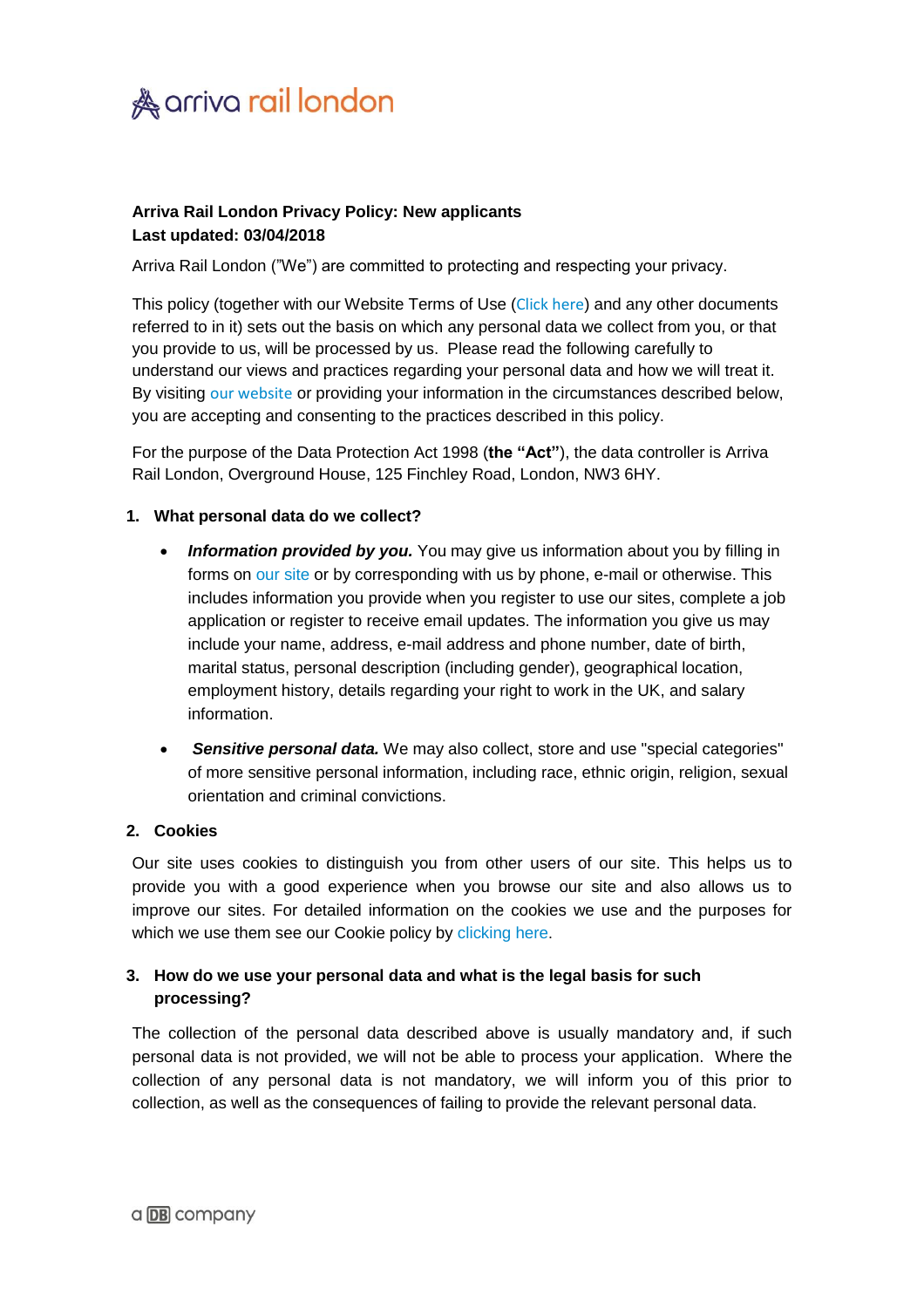**Arriva Rail London Privacy Policy: New applicants**
**Last updated: 03/04/2018**

Arriva Rail London ("We") are committed to protecting and respecting your privacy.

This policy (together with our Website Terms of Use (Click here) and any other documents referred to in it) sets out the basis on which any personal data we collect from you, or that you provide to us, will be processed by us. Please read the following carefully to understand our views and practices regarding your personal data and how we will treat it. By visiting our website or providing your information in the circumstances described below, you are accepting and consenting to the practices described in this policy.

For the purpose of the Data Protection Act 1998 (**the "Act"**), the data controller is Arriva Rail London, Overground House, 125 Finchley Road, London, NW3 6HY.

## 1. What personal data do we collect?

- ***Information provided by you.*** You may give us information about you by filling in forms on our site or by corresponding with us by phone, e-mail or otherwise. This includes information you provide when you register to use our sites, complete a job application or register to receive email updates. The information you give us may include your name, address, e-mail address and phone number, date of birth, marital status, personal description (including gender), geographical location, employment history, details regarding your right to work in the UK, and salary information.

- ***Sensitive personal data.*** We may also collect, store and use "special categories" of more sensitive personal information, including race, ethnic origin, religion, sexual orientation and criminal convictions.

## 2. Cookies

Our site uses cookies to distinguish you from other users of our site. This helps us to provide you with a good experience when you browse our site and also allows us to improve our sites. For detailed information on the cookies we use and the purposes for which we use them see our Cookie policy by clicking here.

## 3. How do we use your personal data and what is the legal basis for such processing?

The collection of the personal data described above is usually mandatory and, if such personal data is not provided, we will not be able to process your application. Where the collection of any personal data is not mandatory, we will inform you of this prior to collection, as well as the consequences of failing to provide the relevant personal data.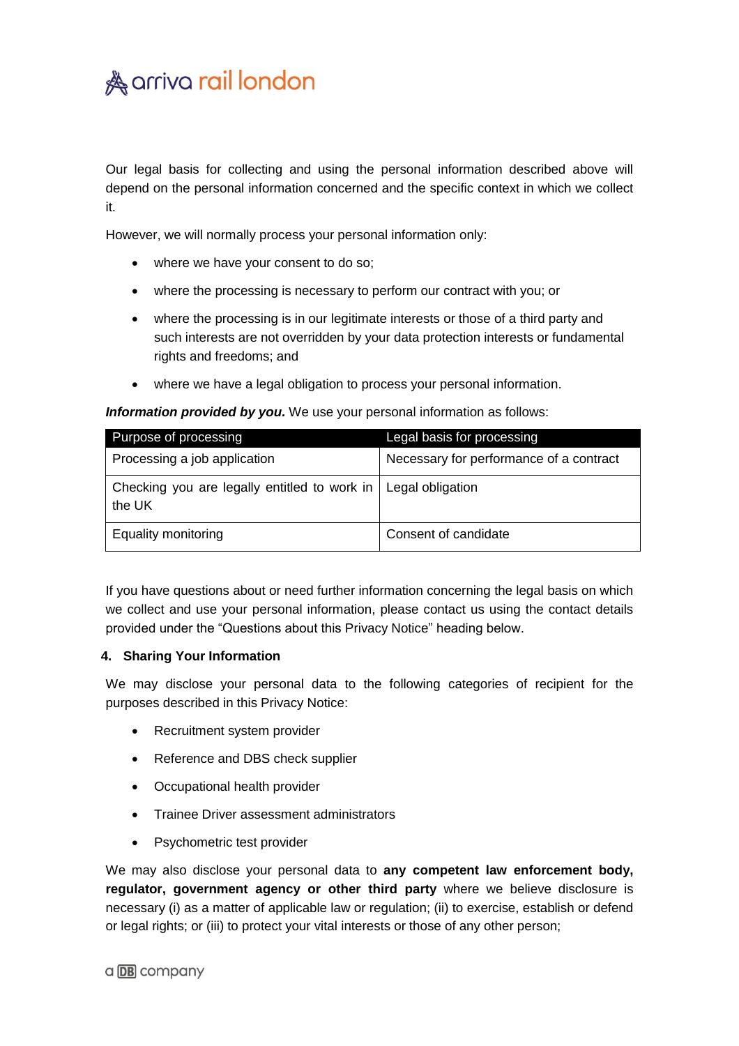Our legal basis for collecting and using the personal information described above will depend on the personal information concerned and the specific context in which we collect it.

However, we will normally process your personal information only:

- where we have your consent to do so;
- where the processing is necessary to perform our contract with you; or
- where the processing is in our legitimate interests or those of a third party and such interests are not overridden by your data protection interests or fundamental rights and freedoms; and
- where we have a legal obligation to process your personal information.

***Information provided by you.*** We use your personal information as follows:

| Purpose of processing | Legal basis for processing |
|---|---|
| Processing a job application | Necessary for performance of a contract |
| Checking you are legally entitled to work in the UK | Legal obligation |
| Equality monitoring | Consent of candidate |

If you have questions about or need further information concerning the legal basis on which we collect and use your personal information, please contact us using the contact details provided under the "Questions about this Privacy Notice" heading below.

### 4. Sharing Your Information

We may disclose your personal data to the following categories of recipient for the purposes described in this Privacy Notice:

- Recruitment system provider
- Reference and DBS check supplier
- Occupational health provider
- Trainee Driver assessment administrators
- Psychometric test provider

We may also disclose your personal data to **any competent law enforcement body, regulator, government agency or other third party** where we believe disclosure is necessary (i) as a matter of applicable law or regulation; (ii) to exercise, establish or defend or legal rights; or (iii) to protect your vital interests or those of any other person;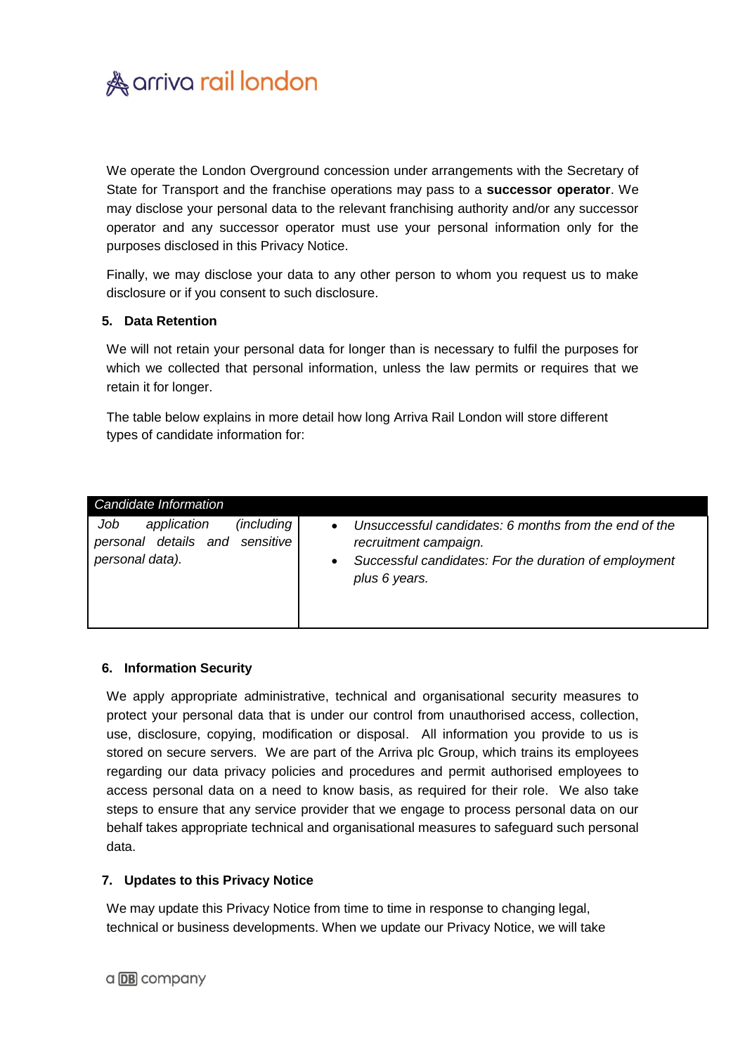We operate the London Overground concession under arrangements with the Secretary of State for Transport and the franchise operations may pass to a **successor operator**. We may disclose your personal data to the relevant franchising authority and/or any successor operator and any successor operator must use your personal information only for the purposes disclosed in this Privacy Notice.

Finally, we may disclose your data to any other person to whom you request us to make disclosure or if you consent to such disclosure.

## 5. Data Retention

We will not retain your personal data for longer than is necessary to fulfil the purposes for which we collected that personal information, unless the law permits or requires that we retain it for longer.

The table below explains in more detail how long Arriva Rail London will store different types of candidate information for:

| *Candidate Information* | |
|---|---|
| *Job application (including personal details and sensitive personal data).* | • *Unsuccessful candidates: 6 months from the end of the recruitment campaign.*<br>• *Successful candidates: For the duration of employment plus 6 years.* |

## 6. Information Security

We apply appropriate administrative, technical and organisational security measures to protect your personal data that is under our control from unauthorised access, collection, use, disclosure, copying, modification or disposal. All information you provide to us is stored on secure servers. We are part of the Arriva plc Group, which trains its employees regarding our data privacy policies and procedures and permit authorised employees to access personal data on a need to know basis, as required for their role. We also take steps to ensure that any service provider that we engage to process personal data on our behalf takes appropriate technical and organisational measures to safeguard such personal data.

## 7. Updates to this Privacy Notice

We may update this Privacy Notice from time to time in response to changing legal, technical or business developments. When we update our Privacy Notice, we will take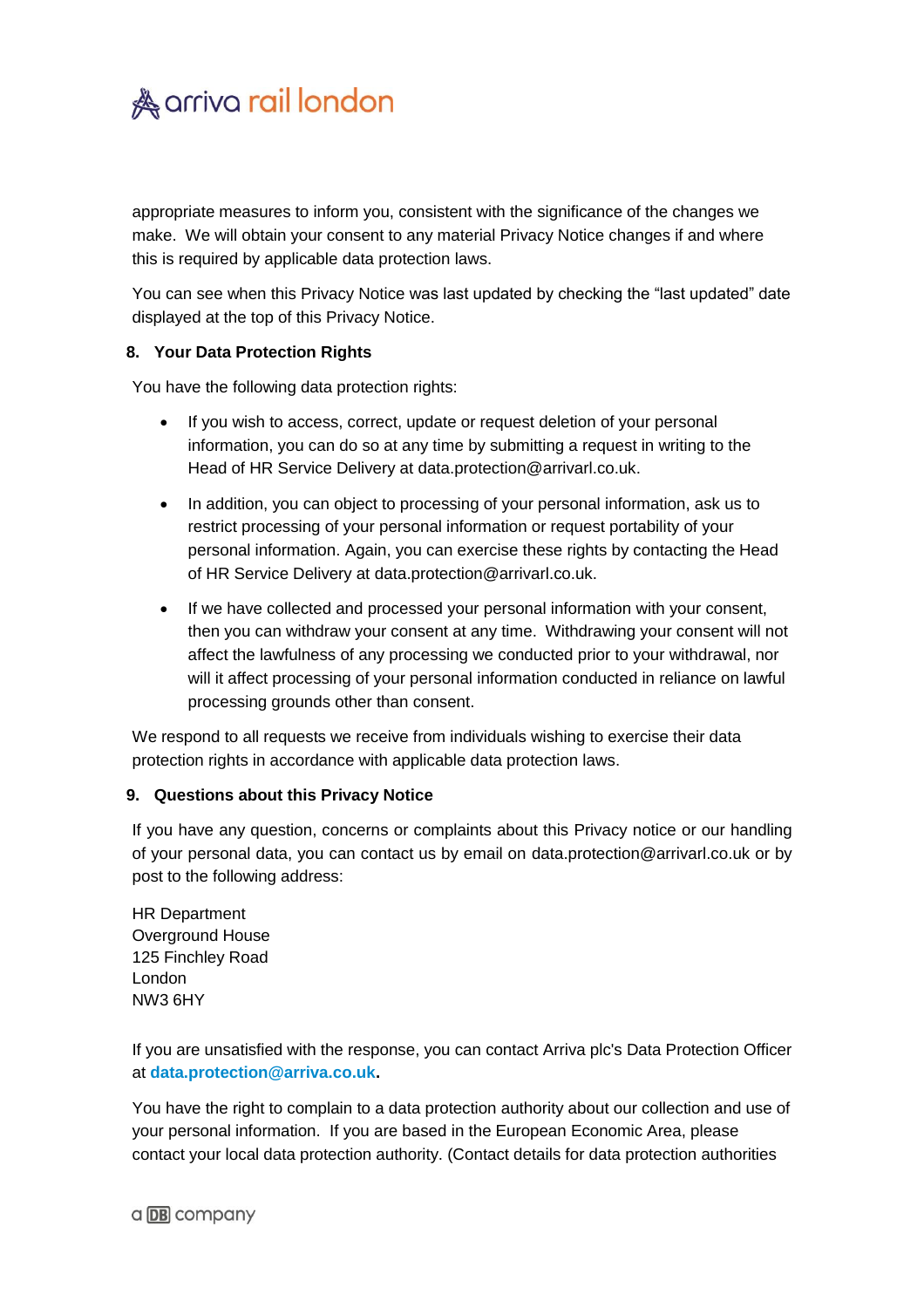appropriate measures to inform you, consistent with the significance of the changes we make. We will obtain your consent to any material Privacy Notice changes if and where this is required by applicable data protection laws.

You can see when this Privacy Notice was last updated by checking the "last updated" date displayed at the top of this Privacy Notice.

## 8. Your Data Protection Rights

You have the following data protection rights:

- If you wish to access, correct, update or request deletion of your personal information, you can do so at any time by submitting a request in writing to the Head of HR Service Delivery at data.protection@arrivarl.co.uk.
- In addition, you can object to processing of your personal information, ask us to restrict processing of your personal information or request portability of your personal information. Again, you can exercise these rights by contacting the Head of HR Service Delivery at data.protection@arrivarl.co.uk.
- If we have collected and processed your personal information with your consent, then you can withdraw your consent at any time. Withdrawing your consent will not affect the lawfulness of any processing we conducted prior to your withdrawal, nor will it affect processing of your personal information conducted in reliance on lawful processing grounds other than consent.

We respond to all requests we receive from individuals wishing to exercise their data protection rights in accordance with applicable data protection laws.

## 9. Questions about this Privacy Notice

If you have any question, concerns or complaints about this Privacy notice or our handling of your personal data, you can contact us by email on data.protection@arrivarl.co.uk or by post to the following address:

HR Department
Overground House
125 Finchley Road
London
NW3 6HY

If you are unsatisfied with the response, you can contact Arriva plc's Data Protection Officer at **data.protection@arriva.co.uk.**

You have the right to complain to a data protection authority about our collection and use of your personal information. If you are based in the European Economic Area, please contact your local data protection authority. (Contact details for data protection authorities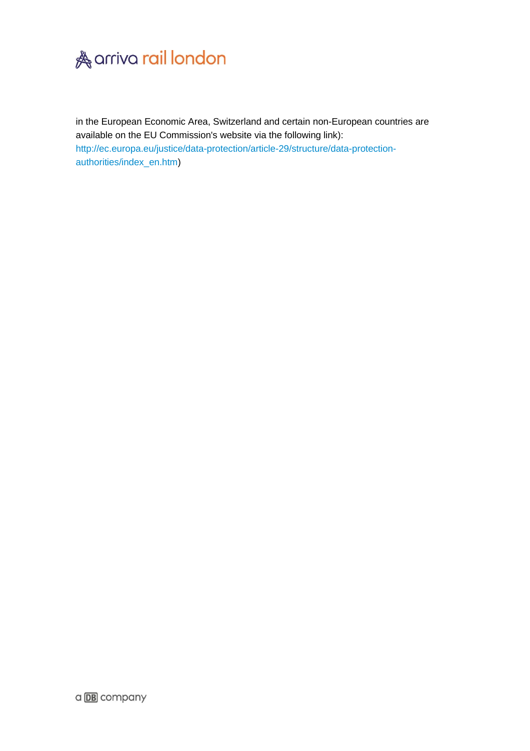in the European Economic Area, Switzerland and certain non-European countries are available on the EU Commission's website via the following link): http://ec.europa.eu/justice/data-protection/article-29/structure/data-protection-authorities/index_en.htm)